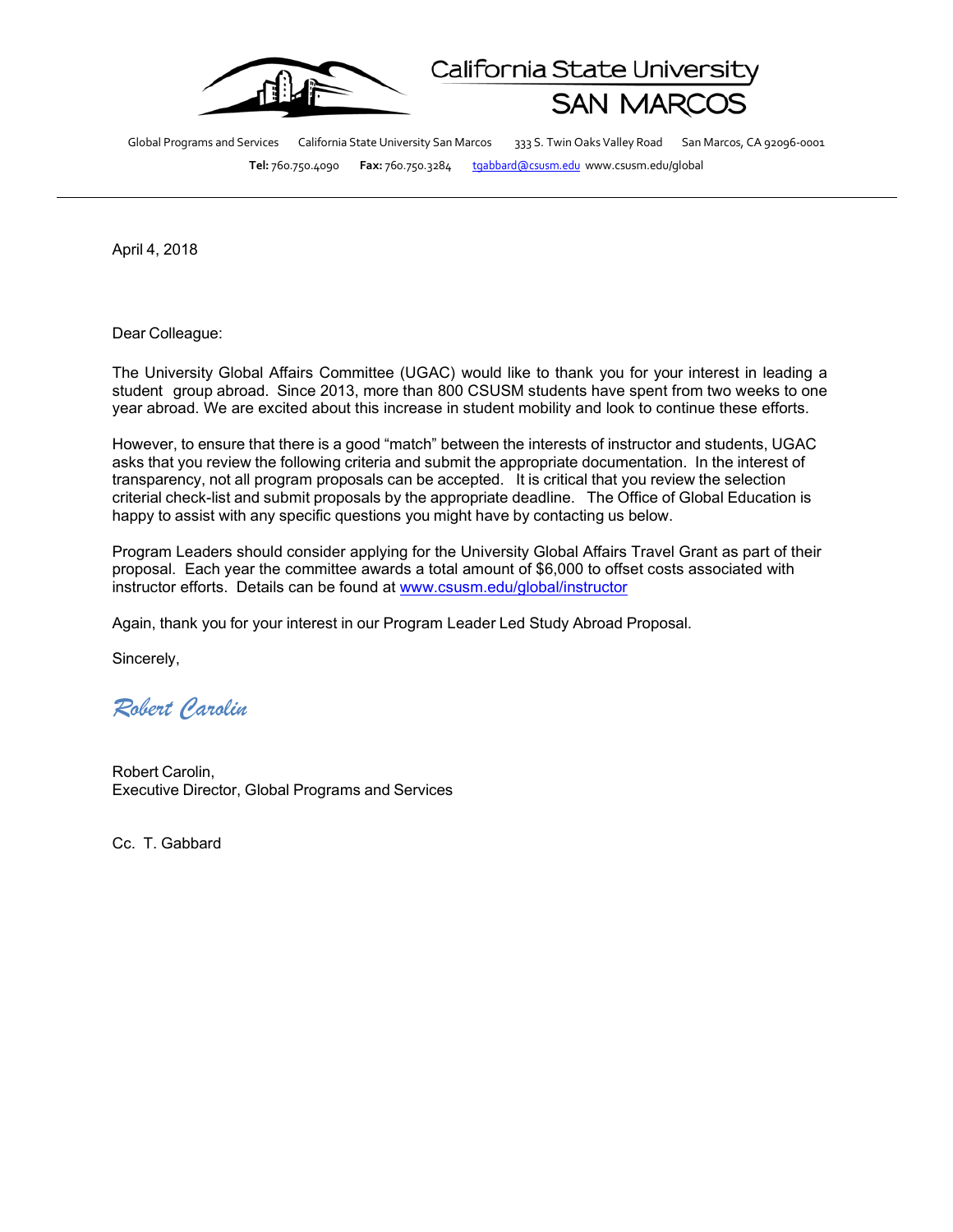California State University
SAN MARCOS

Global Programs and Services California State University San Marcos 333 S. Twin Oaks Valley Road San Marcos, CA 92096-0001
**Tel:** 760.750.4090 **Fax:** 760.750.3284 tgabbard@csusm.edu www.csusm.edu/global

---

April 4, 2018

Dear Colleague:

The University Global Affairs Committee (UGAC) would like to thank you for your interest in leading a student group abroad. Since 2013, more than 800 CSUSM students have spent from two weeks to one year abroad. We are excited about this increase in student mobility and look to continue these efforts.

However, to ensure that there is a good "match" between the interests of instructor and students, UGAC asks that you review the following criteria and submit the appropriate documentation. In the interest of transparency, not all program proposals can be accepted. It is critical that you review the selection criterial check-list and submit proposals by the appropriate deadline. The Office of Global Education is happy to assist with any specific questions you might have by contacting us below.

Program Leaders should consider applying for the University Global Affairs Travel Grant as part of their proposal. Each year the committee awards a total amount of $6,000 to offset costs associated with instructor efforts. Details can be found at www.csusm.edu/global/instructor

Again, thank you for your interest in our Program Leader Led Study Abroad Proposal.

Sincerely,

*Robert Carolin*

Robert Carolin,
Executive Director, Global Programs and Services

Cc. T. Gabbard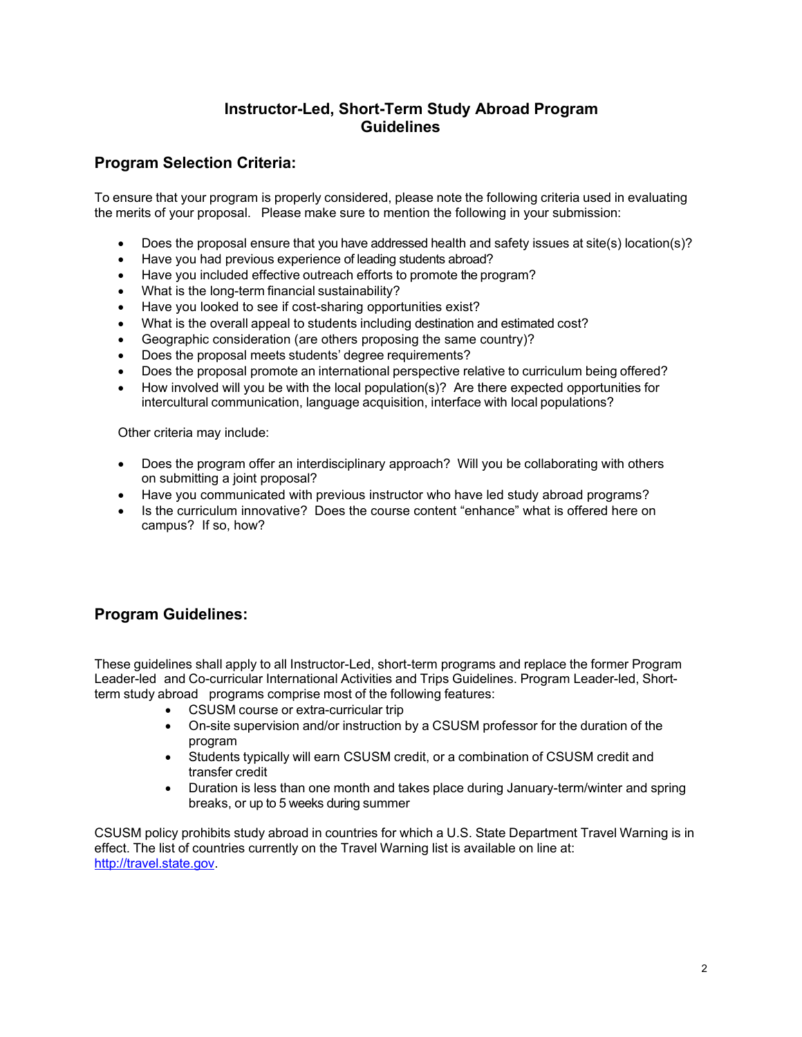# Instructor-Led, Short-Term Study Abroad Program Guidelines

## Program Selection Criteria:

To ensure that your program is properly considered, please note the following criteria used in evaluating the merits of your proposal. Please make sure to mention the following in your submission:

- Does the proposal ensure that you have addressed health and safety issues at site(s) location(s)?
- Have you had previous experience of leading students abroad?
- Have you included effective outreach efforts to promote the program?
- What is the long-term financial sustainability?
- Have you looked to see if cost-sharing opportunities exist?
- What is the overall appeal to students including destination and estimated cost?
- Geographic consideration (are others proposing the same country)?
- Does the proposal meets students' degree requirements?
- Does the proposal promote an international perspective relative to curriculum being offered?
- How involved will you be with the local population(s)? Are there expected opportunities for intercultural communication, language acquisition, interface with local populations?

Other criteria may include:

- Does the program offer an interdisciplinary approach? Will you be collaborating with others on submitting a joint proposal?
- Have you communicated with previous instructor who have led study abroad programs?
- Is the curriculum innovative? Does the course content "enhance" what is offered here on campus? If so, how?

## Program Guidelines:

These guidelines shall apply to all Instructor-Led, short-term programs and replace the former Program Leader-led and Co-curricular International Activities and Trips Guidelines. Program Leader-led, Short-term study abroad programs comprise most of the following features:

- CSUSM course or extra-curricular trip
- On-site supervision and/or instruction by a CSUSM professor for the duration of the program
- Students typically will earn CSUSM credit, or a combination of CSUSM credit and transfer credit
- Duration is less than one month and takes place during January-term/winter and spring breaks, or up to 5 weeks during summer

CSUSM policy prohibits study abroad in countries for which a U.S. State Department Travel Warning is in effect. The list of countries currently on the Travel Warning list is available on line at: http://travel.state.gov.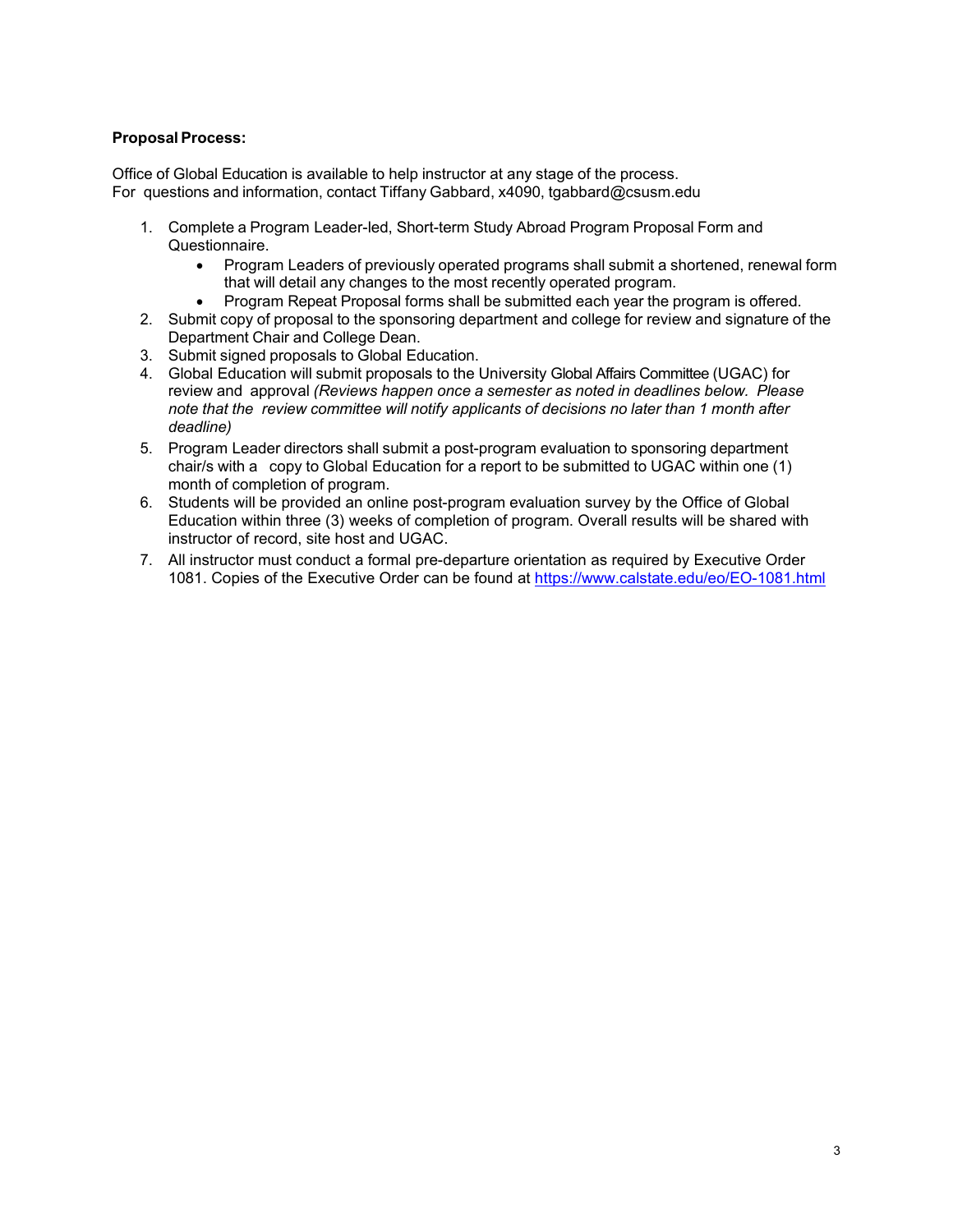**Proposal Process:**

Office of Global Education is available to help instructor at any stage of the process.
For questions and information, contact Tiffany Gabbard, x4090, tgabbard@csusm.edu

1. Complete a Program Leader-led, Short-term Study Abroad Program Proposal Form and Questionnaire.
    - Program Leaders of previously operated programs shall submit a shortened, renewal form that will detail any changes to the most recently operated program.
    - Program Repeat Proposal forms shall be submitted each year the program is offered.
2. Submit copy of proposal to the sponsoring department and college for review and signature of the Department Chair and College Dean.
3. Submit signed proposals to Global Education.
4. Global Education will submit proposals to the University Global Affairs Committee (UGAC) for review and approval *(Reviews happen once a semester as noted in deadlines below. Please note that the review committee will notify applicants of decisions no later than 1 month after deadline)*
5. Program Leader directors shall submit a post-program evaluation to sponsoring department chair/s with a copy to Global Education for a report to be submitted to UGAC within one (1) month of completion of program.
6. Students will be provided an online post-program evaluation survey by the Office of Global Education within three (3) weeks of completion of program. Overall results will be shared with instructor of record, site host and UGAC.
7. All instructor must conduct a formal pre-departure orientation as required by Executive Order 1081. Copies of the Executive Order can be found at [https://www.calstate.edu/eo/EO-1081.html](https://www.calstate.edu/eo/EO-1081.html)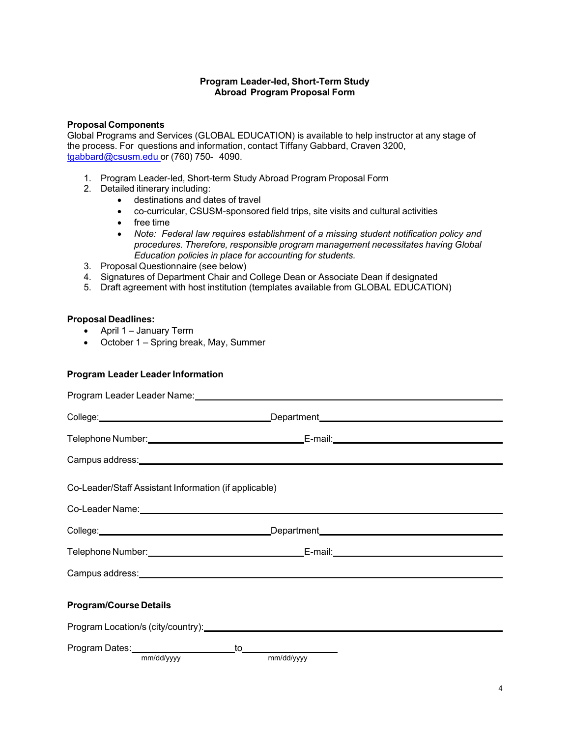**Program Leader-led, Short-Term Study Abroad Program Proposal Form**

**Proposal Components**

Global Programs and Services (GLOBAL EDUCATION) is available to help instructor at any stage of the process. For questions and information, contact Tiffany Gabbard, Craven 3200, tgabbard@csusm.edu or (760) 750- 4090.

1. Program Leader-led, Short-term Study Abroad Program Proposal Form
2. Detailed itinerary including:
   - destinations and dates of travel
   - co-curricular, CSUSM-sponsored field trips, site visits and cultural activities
   - free time
   - *Note: Federal law requires establishment of a missing student notification policy and procedures. Therefore, responsible program management necessitates having Global Education policies in place for accounting for students.*
3. Proposal Questionnaire (see below)
4. Signatures of Department Chair and College Dean or Associate Dean if designated
5. Draft agreement with host institution (templates available from GLOBAL EDUCATION)

**Proposal Deadlines:**

- April 1 – January Term
- October 1 – Spring break, May, Summer

**Program Leader Leader Information**

Program Leader Leader Name: ____________________

College: ____________________ Department ____________________

Telephone Number: ____________________ E-mail: ____________________

Campus address: ____________________

Co-Leader/Staff Assistant Information (if applicable)

Co-Leader Name: ____________________

College: ____________________ Department ____________________

Telephone Number: ____________________ E-mail: ____________________

Campus address: ____________________

**Program/Course Details**

Program Location/s (city/country): ____________________

Program Dates: ____________________ to ____________________
mm/dd/yyyy mm/dd/yyyy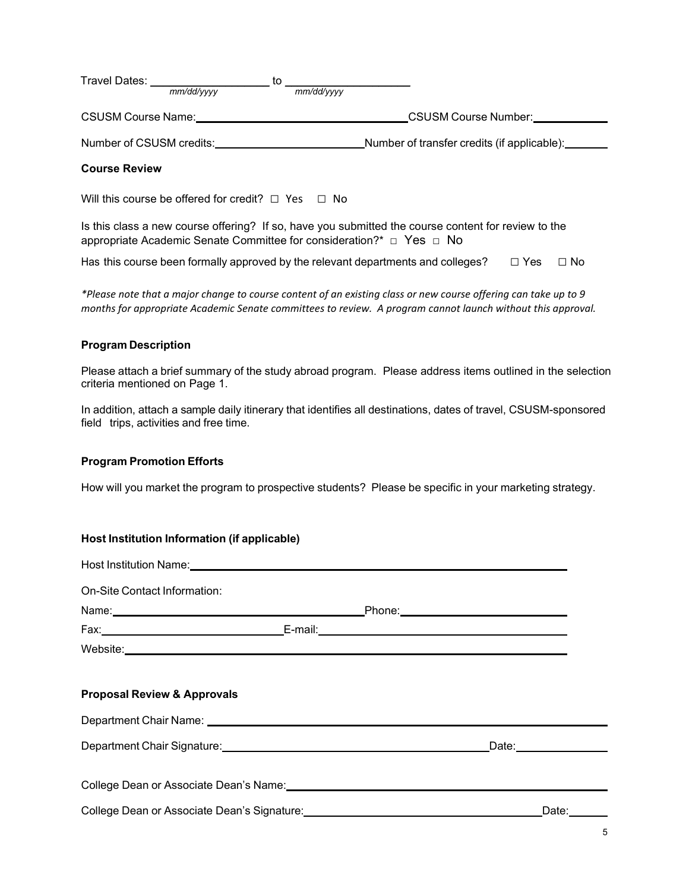Travel Dates: ____________________ to ____________________
mm/dd/yyyy mm/dd/yyyy

CSUSM Course Name: ____________________________________ CSUSM Course Number: ______________

Number of CSUSM credits: __________________________ Number of transfer credits (if applicable): ________

**Course Review**

Will this course be offered for credit? ☐ Yes ☐ No

Is this class a new course offering? If so, have you submitted the course content for review to the appropriate Academic Senate Committee for consideration?* ☐ Yes ☐ No

Has this course been formally approved by the relevant departments and colleges? ☐ Yes ☐ No

**

*Please note that a major change to course content of an existing class or new course offering can take up to 9 months for appropriate Academic Senate committees to review. A program cannot launch without this approval.*

**Program Description**

Please attach a brief summary of the study abroad program. Please address items outlined in the selection criteria mentioned on Page 1.

In addition, attach a sample daily itinerary that identifies all destinations, dates of travel, CSUSM-sponsored field trips, activities and free time.

**Program Promotion Efforts**

How will you market the program to prospective students? Please be specific in your marketing strategy.

**Host Institution Information (if applicable)**

Host Institution Name: ______________________________________________________________

On-Site Contact Information:

Name: ______________________________________ Phone: ______________________________

Fax: ______________________________ E-mail: ____________________________________________

Website: ________________________________________________________________________

**Proposal Review & Approvals**

Department Chair Name: ______________________________________________________________

Department Chair Signature: ______________________________________________ Date: ______________

College Dean or Associate Dean's Name: __________________________________________________

College Dean or Associate Dean's Signature: ______________________________________ Date: ________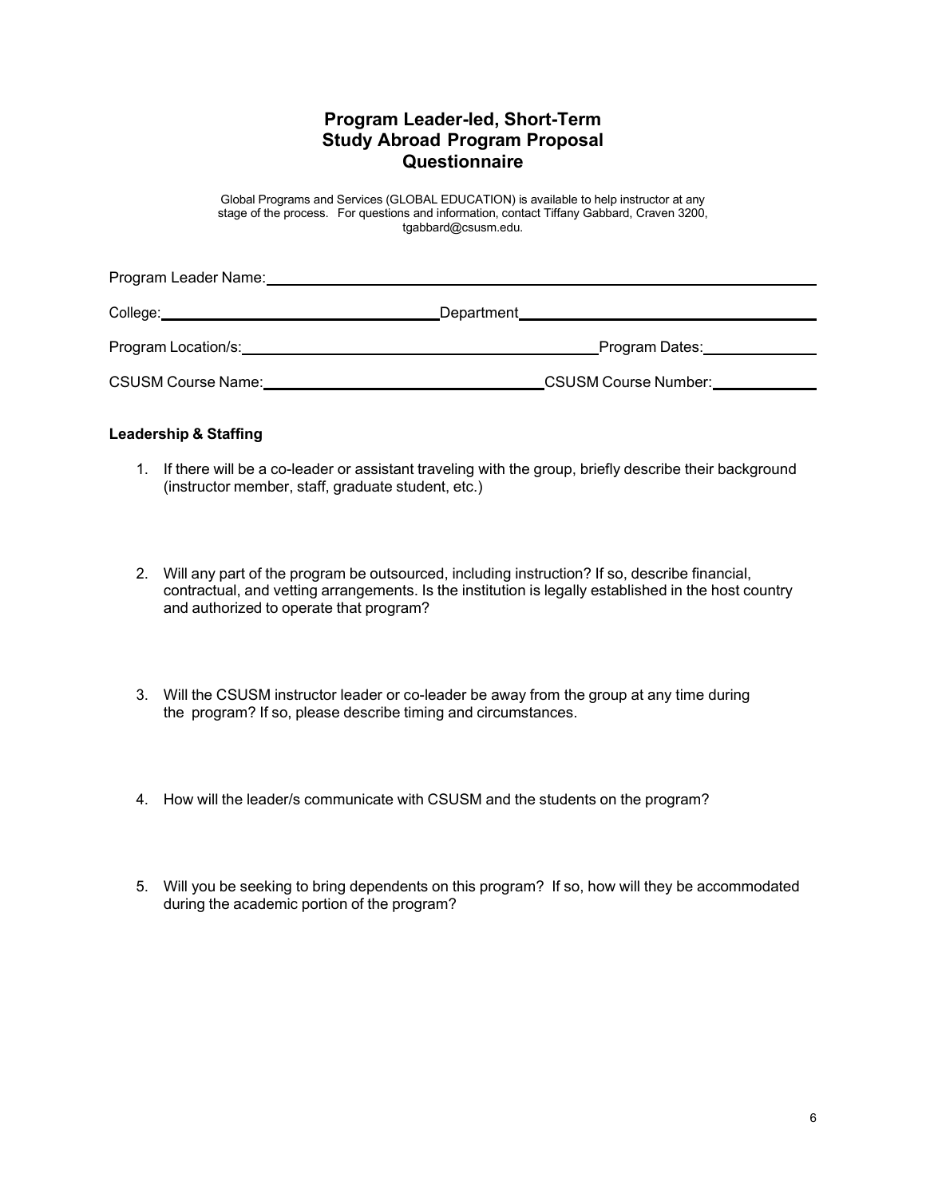# Program Leader-led, Short-Term Study Abroad Program Proposal Questionnaire

Global Programs and Services (GLOBAL EDUCATION) is available to help instructor at any stage of the process. For questions and information, contact Tiffany Gabbard, Craven 3200, tgabbard@csusm.edu.

Program Leader Name: ______________________________

College: ______________________ Department ______________________

Program Location/s: ______________________ Program Dates: __________

CSUSM Course Name: ______________________ CSUSM Course Number: __________

**Leadership & Staffing**

1. If there will be a co-leader or assistant traveling with the group, briefly describe their background (instructor member, staff, graduate student, etc.)

2. Will any part of the program be outsourced, including instruction? If so, describe financial, contractual, and vetting arrangements. Is the institution is legally established in the host country and authorized to operate that program?

3. Will the CSUSM instructor leader or co-leader be away from the group at any time during the program? If so, please describe timing and circumstances.

4. How will the leader/s communicate with CSUSM and the students on the program?

5. Will you be seeking to bring dependents on this program? If so, how will they be accommodated during the academic portion of the program?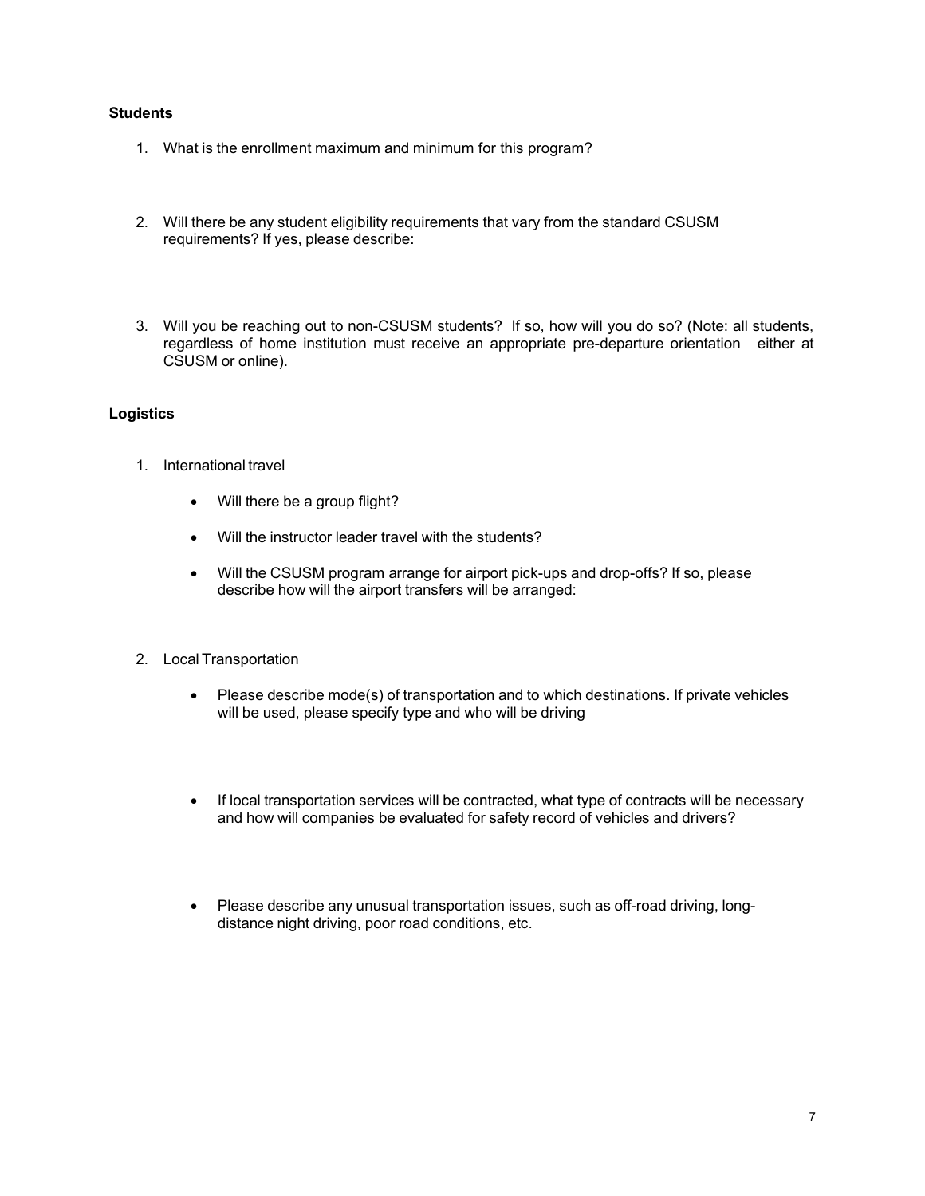**Students**

1. What is the enrollment maximum and minimum for this program?

2. Will there be any student eligibility requirements that vary from the standard CSUSM requirements? If yes, please describe:

3. Will you be reaching out to non-CSUSM students? If so, how will you do so? (Note: all students, regardless of home institution must receive an appropriate pre-departure orientation either at CSUSM or online).

**Logistics**

1. International travel
   - Will there be a group flight?
   - Will the instructor leader travel with the students?
   - Will the CSUSM program arrange for airport pick-ups and drop-offs? If so, please describe how will the airport transfers will be arranged:

2. Local Transportation
   - Please describe mode(s) of transportation and to which destinations. If private vehicles will be used, please specify type and who will be driving
   - If local transportation services will be contracted, what type of contracts will be necessary and how will companies be evaluated for safety record of vehicles and drivers?
   - Please describe any unusual transportation issues, such as off-road driving, long-distance night driving, poor road conditions, etc.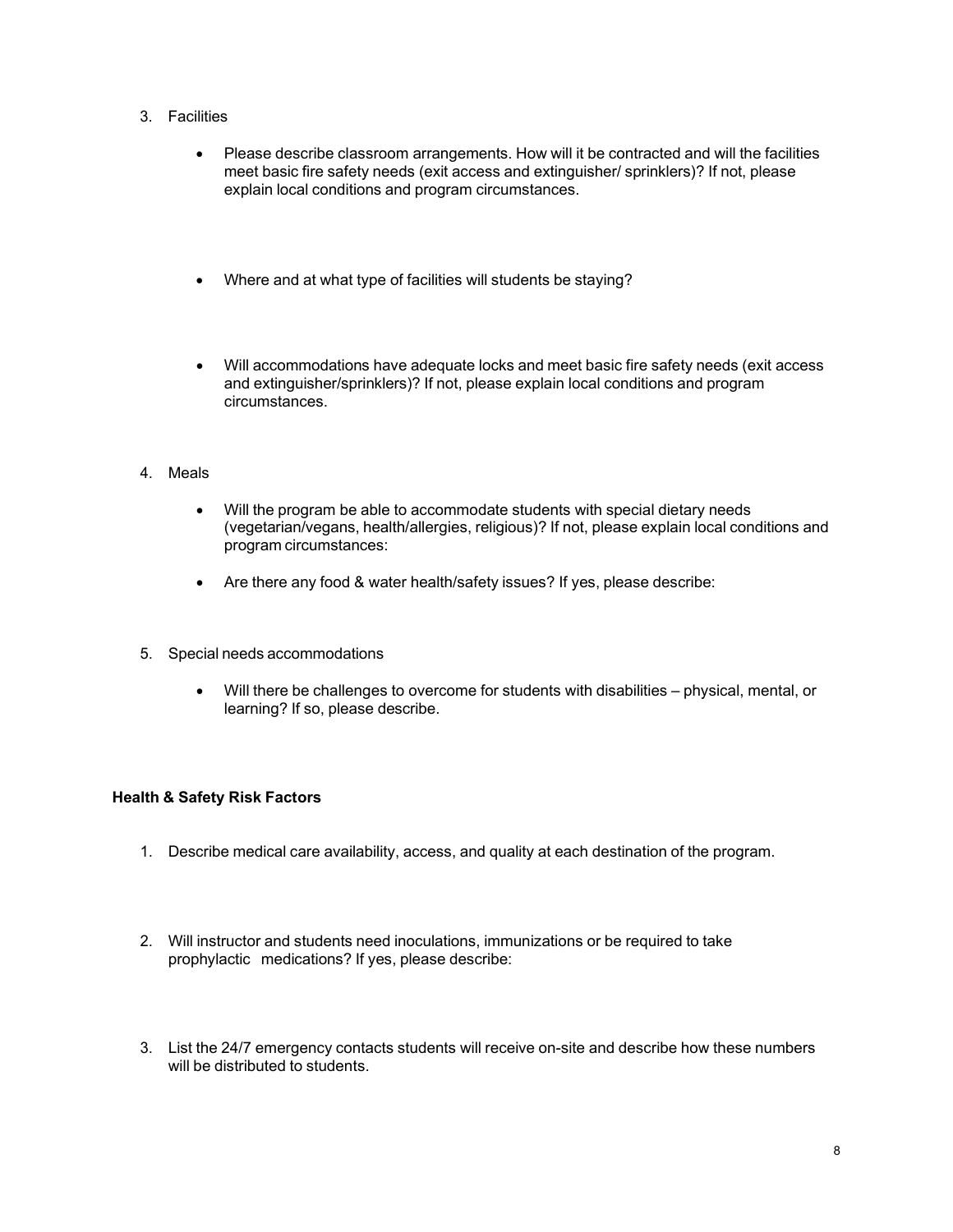3. Facilities

    - Please describe classroom arrangements. How will it be contracted and will the facilities meet basic fire safety needs (exit access and extinguisher/ sprinklers)? If not, please explain local conditions and program circumstances.

    - Where and at what type of facilities will students be staying?

    - Will accommodations have adequate locks and meet basic fire safety needs (exit access and extinguisher/sprinklers)? If not, please explain local conditions and program circumstances.

4. Meals

    - Will the program be able to accommodate students with special dietary needs (vegetarian/vegans, health/allergies, religious)? If not, please explain local conditions and program circumstances:

    - Are there any food & water health/safety issues? If yes, please describe:

5. Special needs accommodations

    - Will there be challenges to overcome for students with disabilities – physical, mental, or learning? If so, please describe.

**Health & Safety Risk Factors**

1. Describe medical care availability, access, and quality at each destination of the program.

2. Will instructor and students need inoculations, immunizations or be required to take prophylactic medications? If yes, please describe:

3. List the 24/7 emergency contacts students will receive on-site and describe how these numbers will be distributed to students.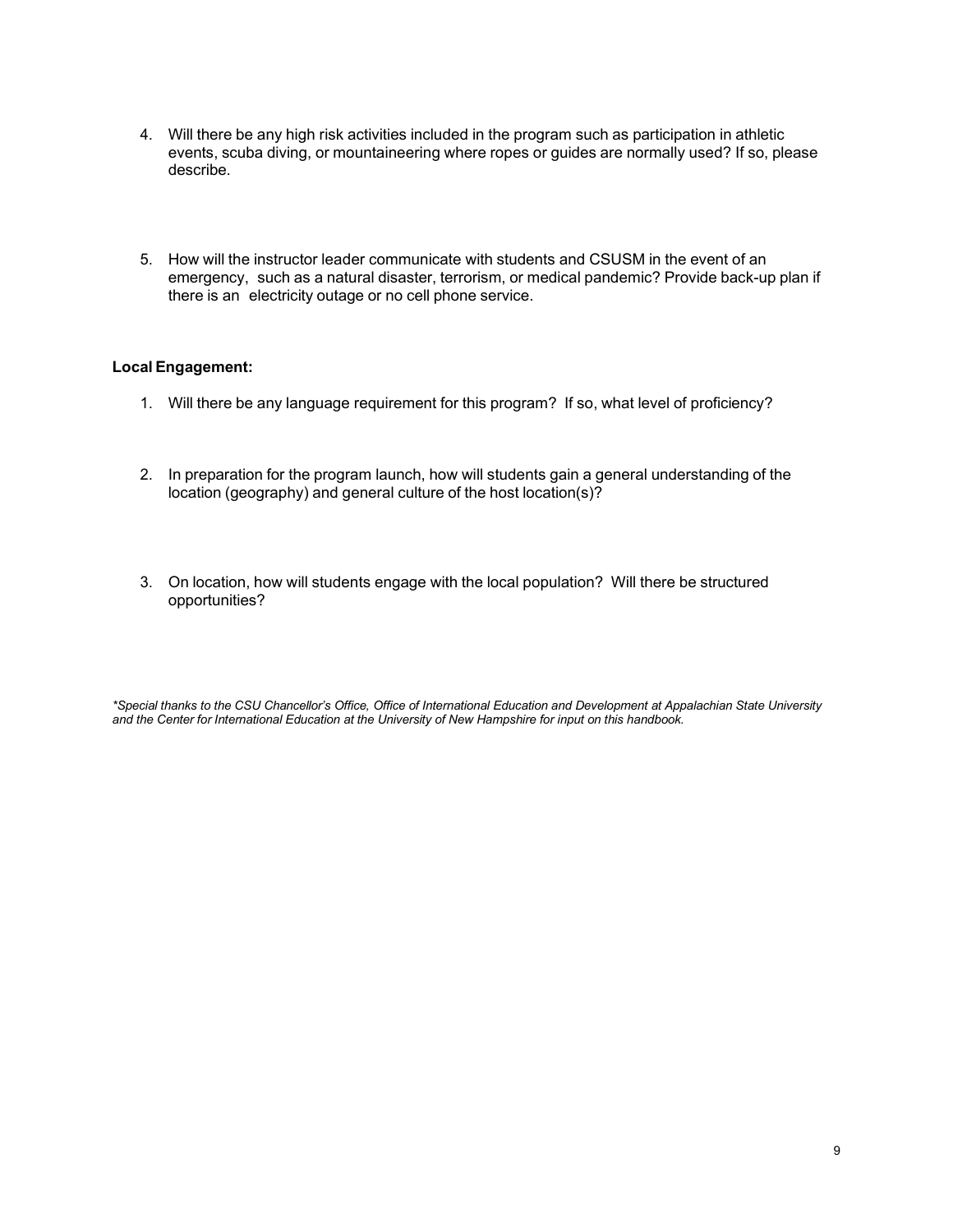4. Will there be any high risk activities included in the program such as participation in athletic events, scuba diving, or mountaineering where ropes or guides are normally used? If so, please describe.

5. How will the instructor leader communicate with students and CSUSM in the event of an emergency, such as a natural disaster, terrorism, or medical pandemic? Provide back-up plan if there is an electricity outage or no cell phone service.

**Local Engagement:**

1. Will there be any language requirement for this program? If so, what level of proficiency?

2. In preparation for the program launch, how will students gain a general understanding of the location (geography) and general culture of the host location(s)?

3. On location, how will students engage with the local population? Will there be structured opportunities?

*\*Special thanks to the CSU Chancellor's Office, Office of International Education and Development at Appalachian State University and the Center for International Education at the University of New Hampshire for input on this handbook.*